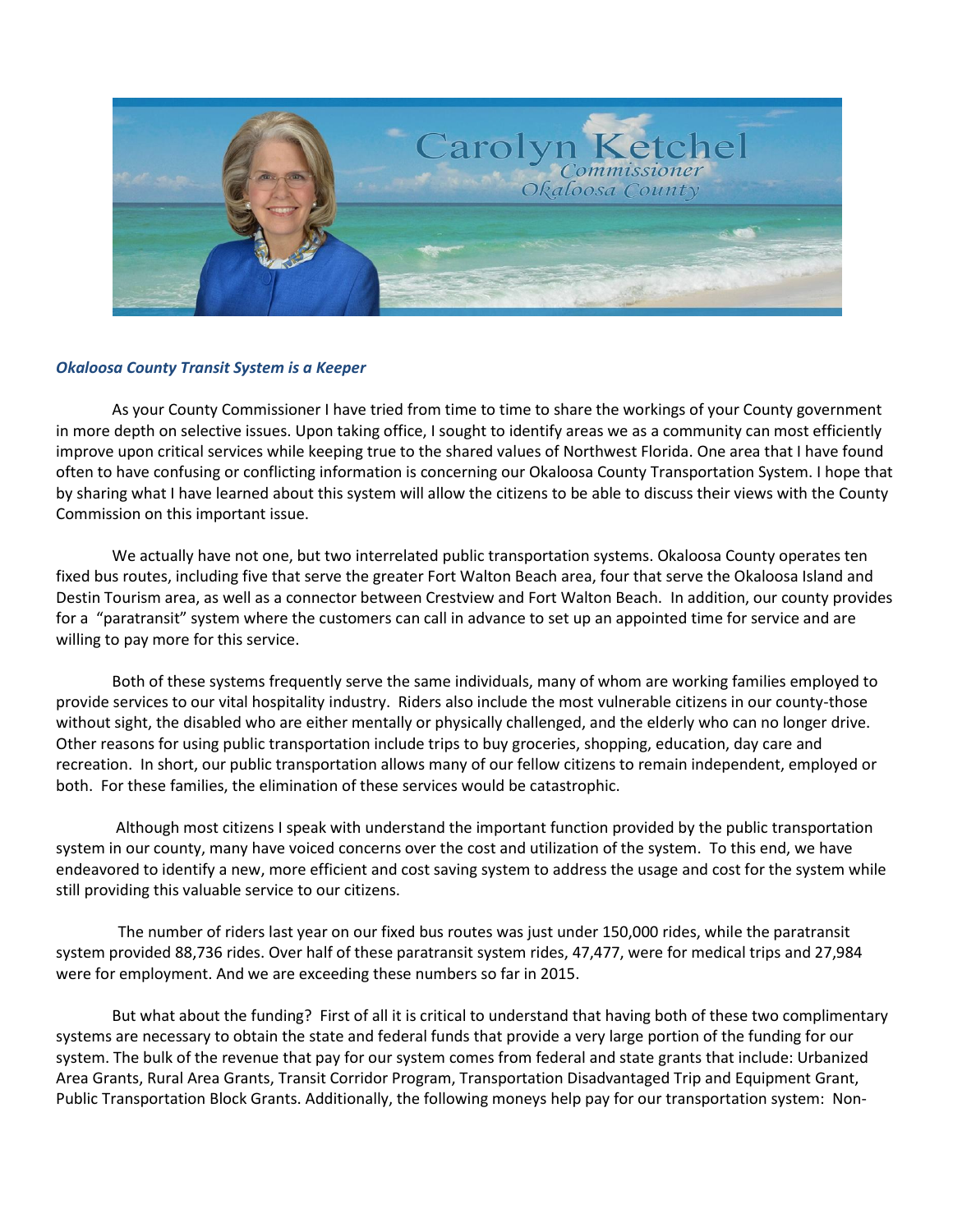Carolyn Ketchel
Commissioner
Okaloosa County

***Okaloosa County Transit System is a Keeper***

As your County Commissioner I have tried from time to time to share the workings of your County government in more depth on selective issues. Upon taking office, I sought to identify areas we as a community can most efficiently improve upon critical services while keeping true to the shared values of Northwest Florida. One area that I have found often to have confusing or conflicting information is concerning our Okaloosa County Transportation System. I hope that by sharing what I have learned about this system will allow the citizens to be able to discuss their views with the County Commission on this important issue.

We actually have not one, but two interrelated public transportation systems. Okaloosa County operates ten fixed bus routes, including five that serve the greater Fort Walton Beach area, four that serve the Okaloosa Island and Destin Tourism area, as well as a connector between Crestview and Fort Walton Beach. In addition, our county provides for a "paratransit" system where the customers can call in advance to set up an appointed time for service and are willing to pay more for this service.

Both of these systems frequently serve the same individuals, many of whom are working families employed to provide services to our vital hospitality industry. Riders also include the most vulnerable citizens in our county-those without sight, the disabled who are either mentally or physically challenged, and the elderly who can no longer drive. Other reasons for using public transportation include trips to buy groceries, shopping, education, day care and recreation. In short, our public transportation allows many of our fellow citizens to remain independent, employed or both. For these families, the elimination of these services would be catastrophic.

Although most citizens I speak with understand the important function provided by the public transportation system in our county, many have voiced concerns over the cost and utilization of the system. To this end, we have endeavored to identify a new, more efficient and cost saving system to address the usage and cost for the system while still providing this valuable service to our citizens.

The number of riders last year on our fixed bus routes was just under 150,000 rides, while the paratransit system provided 88,736 rides. Over half of these paratransit system rides, 47,477, were for medical trips and 27,984 were for employment. And we are exceeding these numbers so far in 2015.

But what about the funding? First of all it is critical to understand that having both of these two complimentary systems are necessary to obtain the state and federal funds that provide a very large portion of the funding for our system. The bulk of the revenue that pay for our system comes from federal and state grants that include: Urbanized Area Grants, Rural Area Grants, Transit Corridor Program, Transportation Disadvantaged Trip and Equipment Grant, Public Transportation Block Grants. Additionally, the following moneys help pay for our transportation system: Non-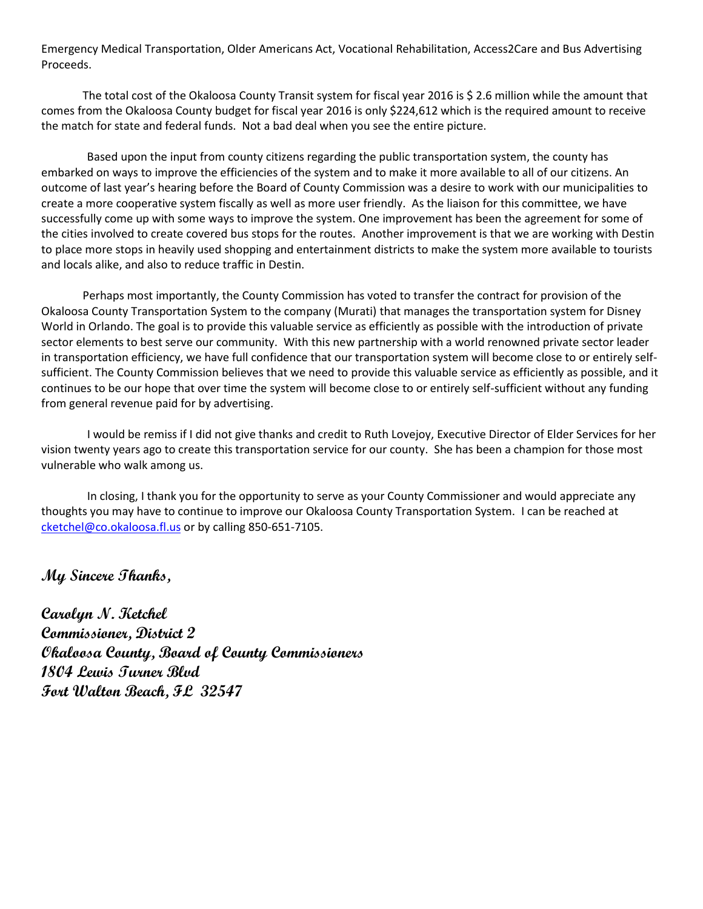Emergency Medical Transportation, Older Americans Act, Vocational Rehabilitation, Access2Care and Bus Advertising Proceeds.

The total cost of the Okaloosa County Transit system for fiscal year 2016 is $ 2.6 million while the amount that comes from the Okaloosa County budget for fiscal year 2016 is only $224,612 which is the required amount to receive the match for state and federal funds. Not a bad deal when you see the entire picture.

Based upon the input from county citizens regarding the public transportation system, the county has embarked on ways to improve the efficiencies of the system and to make it more available to all of our citizens. An outcome of last year's hearing before the Board of County Commission was a desire to work with our municipalities to create a more cooperative system fiscally as well as more user friendly. As the liaison for this committee, we have successfully come up with some ways to improve the system. One improvement has been the agreement for some of the cities involved to create covered bus stops for the routes. Another improvement is that we are working with Destin to place more stops in heavily used shopping and entertainment districts to make the system more available to tourists and locals alike, and also to reduce traffic in Destin.

Perhaps most importantly, the County Commission has voted to transfer the contract for provision of the Okaloosa County Transportation System to the company (Murati) that manages the transportation system for Disney World in Orlando. The goal is to provide this valuable service as efficiently as possible with the introduction of private sector elements to best serve our community. With this new partnership with a world renowned private sector leader in transportation efficiency, we have full confidence that our transportation system will become close to or entirely self-sufficient. The County Commission believes that we need to provide this valuable service as efficiently as possible, and it continues to be our hope that over time the system will become close to or entirely self-sufficient without any funding from general revenue paid for by advertising.

I would be remiss if I did not give thanks and credit to Ruth Lovejoy, Executive Director of Elder Services for her vision twenty years ago to create this transportation service for our county. She has been a champion for those most vulnerable who walk among us.

In closing, I thank you for the opportunity to serve as your County Commissioner and would appreciate any thoughts you may have to continue to improve our Okaloosa County Transportation System. I can be reached at cketchel@co.okaloosa.fl.us or by calling 850-651-7105.

**My Sincere Thanks,**

**Carolyn N. Ketchel**
**Commissioner, District 2**
**Okaloosa County, Board of County Commissioners**
**1804 Lewis Turner Blvd**
**Fort Walton Beach, FL 32547**